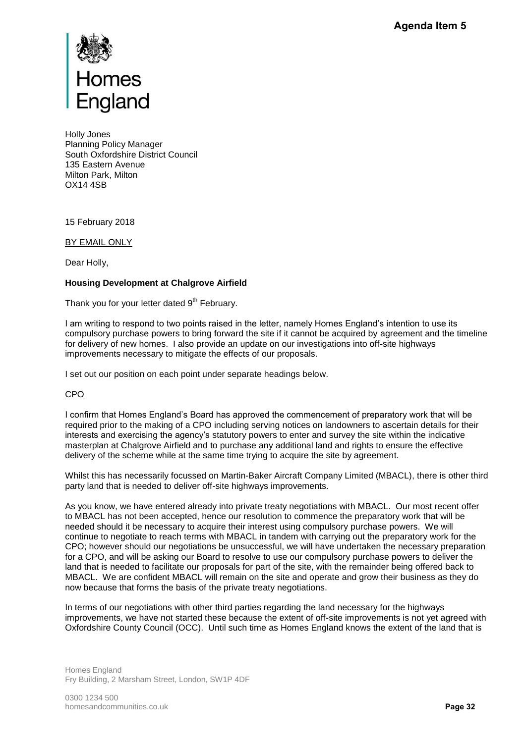Agenda Item 5

Homes England

Holly Jones
Planning Policy Manager
South Oxfordshire District Council
135 Eastern Avenue
Milton Park, Milton
OX14 4SB

15 February 2018

BY EMAIL ONLY

Dear Holly,

**Housing Development at Chalgrove Airfield**

Thank you for your letter dated 9th February.

I am writing to respond to two points raised in the letter, namely Homes England's intention to use its compulsory purchase powers to bring forward the site if it cannot be acquired by agreement and the timeline for delivery of new homes. I also provide an update on our investigations into off-site highways improvements necessary to mitigate the effects of our proposals.

I set out our position on each point under separate headings below.

CPO

I confirm that Homes England's Board has approved the commencement of preparatory work that will be required prior to the making of a CPO including serving notices on landowners to ascertain details for their interests and exercising the agency's statutory powers to enter and survey the site within the indicative masterplan at Chalgrove Airfield and to purchase any additional land and rights to ensure the effective delivery of the scheme while at the same time trying to acquire the site by agreement.

Whilst this has necessarily focussed on Martin-Baker Aircraft Company Limited (MBACL), there is other third party land that is needed to deliver off-site highways improvements.

As you know, we have entered already into private treaty negotiations with MBACL. Our most recent offer to MBACL has not been accepted, hence our resolution to commence the preparatory work that will be needed should it be necessary to acquire their interest using compulsory purchase powers. We will continue to negotiate to reach terms with MBACL in tandem with carrying out the preparatory work for the CPO; however should our negotiations be unsuccessful, we will have undertaken the necessary preparation for a CPO, and will be asking our Board to resolve to use our compulsory purchase powers to deliver the land that is needed to facilitate our proposals for part of the site, with the remainder being offered back to MBACL. We are confident MBACL will remain on the site and operate and grow their business as they do now because that forms the basis of the private treaty negotiations.

In terms of our negotiations with other third parties regarding the land necessary for the highways improvements, we have not started these because the extent of off-site improvements is not yet agreed with Oxfordshire County Council (OCC). Until such time as Homes England knows the extent of the land that is

Homes England
Fry Building, 2 Marsham Street, London, SW1P 4DF

0300 1234 500
homesandcommunities.co.uk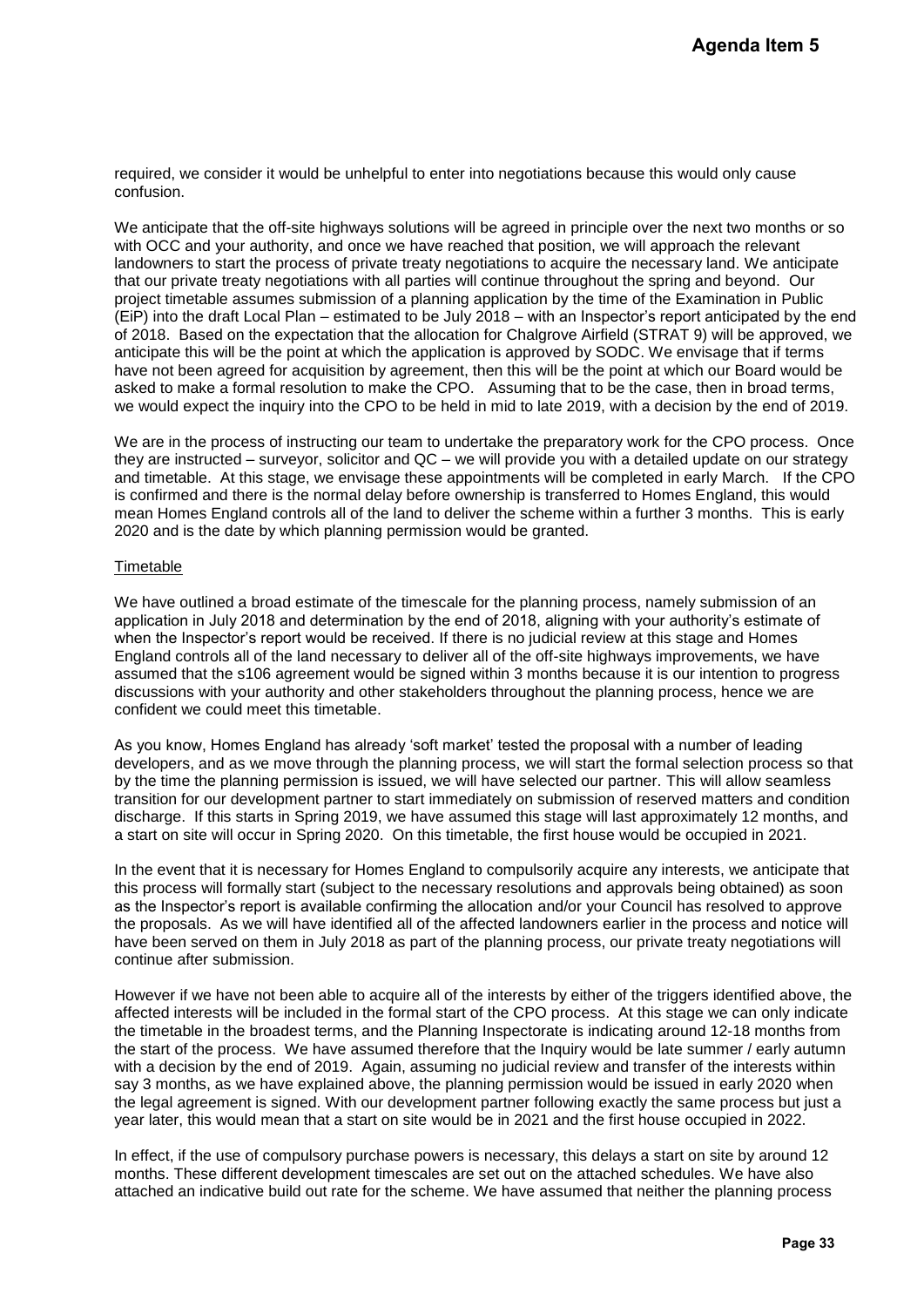required, we consider it would be unhelpful to enter into negotiations because this would only cause confusion.

We anticipate that the off-site highways solutions will be agreed in principle over the next two months or so with OCC and your authority, and once we have reached that position, we will approach the relevant landowners to start the process of private treaty negotiations to acquire the necessary land. We anticipate that our private treaty negotiations with all parties will continue throughout the spring and beyond. Our project timetable assumes submission of a planning application by the time of the Examination in Public (EiP) into the draft Local Plan – estimated to be July 2018 – with an Inspector's report anticipated by the end of 2018. Based on the expectation that the allocation for Chalgrove Airfield (STRAT 9) will be approved, we anticipate this will be the point at which the application is approved by SODC. We envisage that if terms have not been agreed for acquisition by agreement, then this will be the point at which our Board would be asked to make a formal resolution to make the CPO. Assuming that to be the case, then in broad terms, we would expect the inquiry into the CPO to be held in mid to late 2019, with a decision by the end of 2019.

We are in the process of instructing our team to undertake the preparatory work for the CPO process. Once they are instructed – surveyor, solicitor and QC – we will provide you with a detailed update on our strategy and timetable. At this stage, we envisage these appointments will be completed in early March. If the CPO is confirmed and there is the normal delay before ownership is transferred to Homes England, this would mean Homes England controls all of the land to deliver the scheme within a further 3 months. This is early 2020 and is the date by which planning permission would be granted.

Timetable

We have outlined a broad estimate of the timescale for the planning process, namely submission of an application in July 2018 and determination by the end of 2018, aligning with your authority's estimate of when the Inspector's report would be received. If there is no judicial review at this stage and Homes England controls all of the land necessary to deliver all of the off-site highways improvements, we have assumed that the s106 agreement would be signed within 3 months because it is our intention to progress discussions with your authority and other stakeholders throughout the planning process, hence we are confident we could meet this timetable.

As you know, Homes England has already 'soft market' tested the proposal with a number of leading developers, and as we move through the planning process, we will start the formal selection process so that by the time the planning permission is issued, we will have selected our partner. This will allow seamless transition for our development partner to start immediately on submission of reserved matters and condition discharge. If this starts in Spring 2019, we have assumed this stage will last approximately 12 months, and a start on site will occur in Spring 2020. On this timetable, the first house would be occupied in 2021.

In the event that it is necessary for Homes England to compulsorily acquire any interests, we anticipate that this process will formally start (subject to the necessary resolutions and approvals being obtained) as soon as the Inspector's report is available confirming the allocation and/or your Council has resolved to approve the proposals. As we will have identified all of the affected landowners earlier in the process and notice will have been served on them in July 2018 as part of the planning process, our private treaty negotiations will continue after submission.

However if we have not been able to acquire all of the interests by either of the triggers identified above, the affected interests will be included in the formal start of the CPO process. At this stage we can only indicate the timetable in the broadest terms, and the Planning Inspectorate is indicating around 12-18 months from the start of the process. We have assumed therefore that the Inquiry would be late summer / early autumn with a decision by the end of 2019. Again, assuming no judicial review and transfer of the interests within say 3 months, as we have explained above, the planning permission would be issued in early 2020 when the legal agreement is signed. With our development partner following exactly the same process but just a year later, this would mean that a start on site would be in 2021 and the first house occupied in 2022.

In effect, if the use of compulsory purchase powers is necessary, this delays a start on site by around 12 months. These different development timescales are set out on the attached schedules. We have also attached an indicative build out rate for the scheme. We have assumed that neither the planning process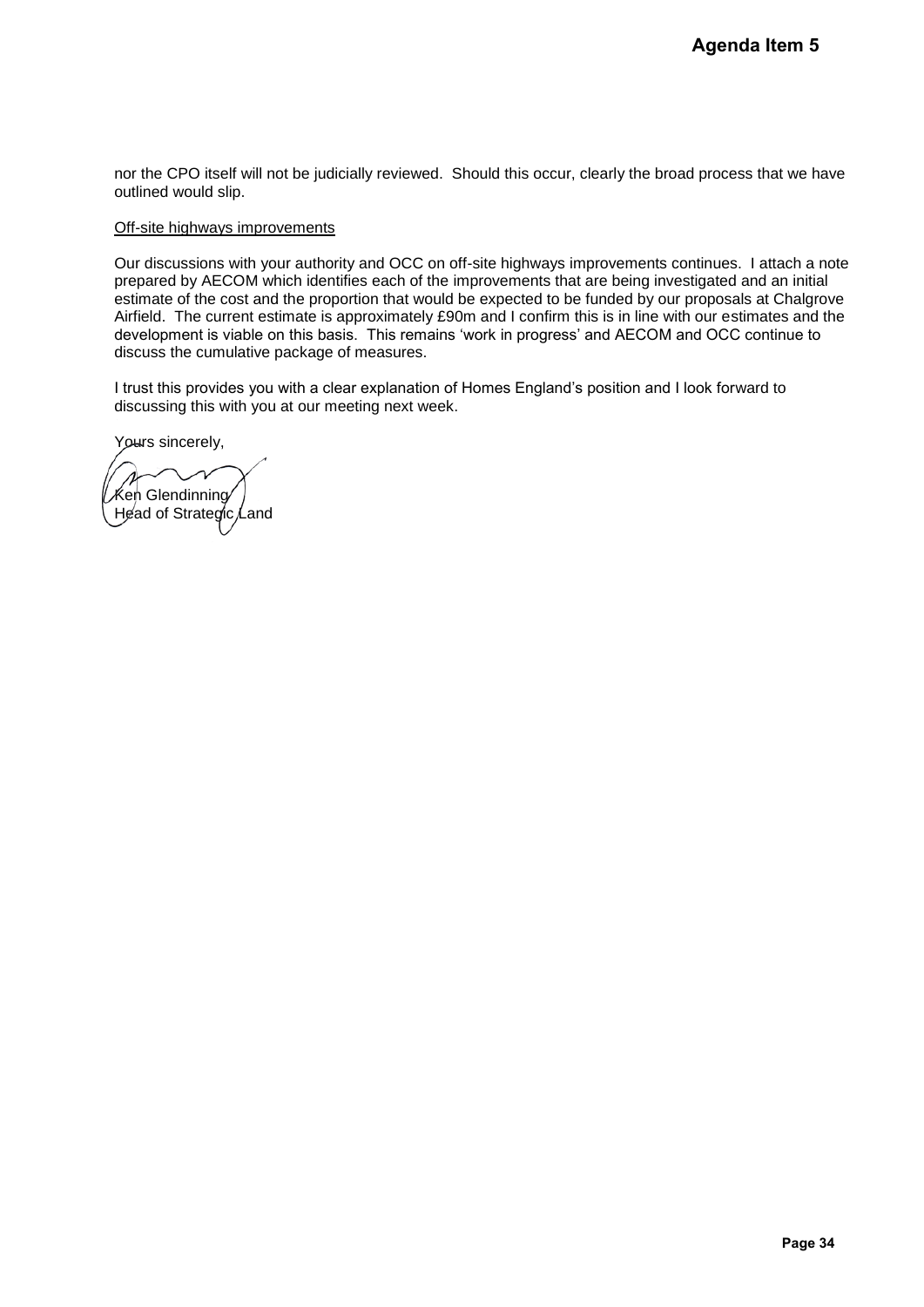nor the CPO itself will not be judicially reviewed. Should this occur, clearly the broad process that we have outlined would slip.

Off-site highways improvements

Our discussions with your authority and OCC on off-site highways improvements continues. I attach a note prepared by AECOM which identifies each of the improvements that are being investigated and an initial estimate of the cost and the proportion that would be expected to be funded by our proposals at Chalgrove Airfield. The current estimate is approximately £90m and I confirm this is in line with our estimates and the development is viable on this basis. This remains 'work in progress' and AECOM and OCC continue to discuss the cumulative package of measures.

I trust this provides you with a clear explanation of Homes England's position and I look forward to discussing this with you at our meeting next week.

Yours sincerely,

Ken Glendinning
Head of Strategic Land